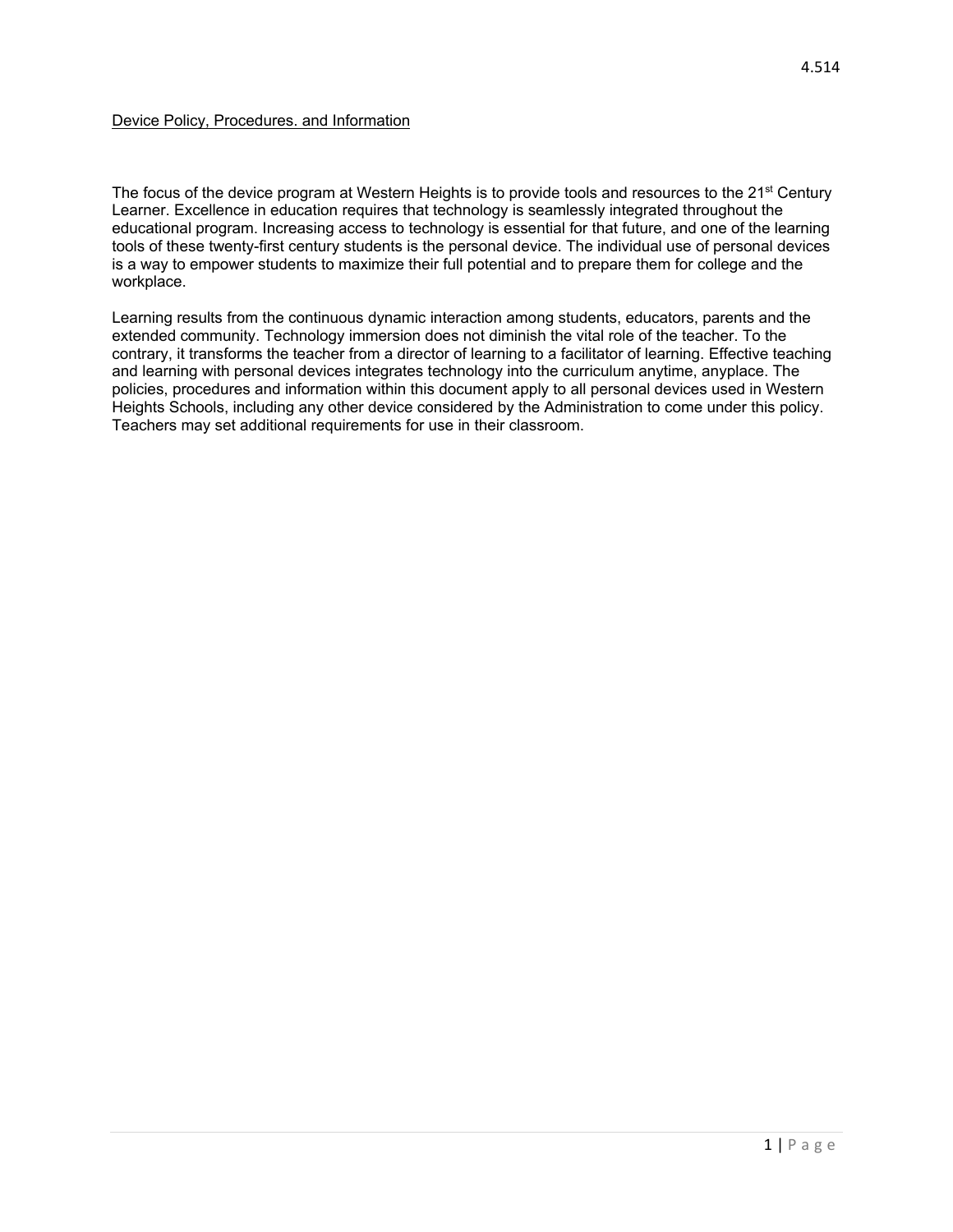## Device Policy, Procedures. and Information

The focus of the device program at Western Heights is to provide tools and resources to the 21st Century Learner. Excellence in education requires that technology is seamlessly integrated throughout the educational program. Increasing access to technology is essential for that future, and one of the learning tools of these twenty-first century students is the personal device. The individual use of personal devices is a way to empower students to maximize their full potential and to prepare them for college and the workplace.

Learning results from the continuous dynamic interaction among students, educators, parents and the extended community. Technology immersion does not diminish the vital role of the teacher. To the contrary, it transforms the teacher from a director of learning to a facilitator of learning. Effective teaching and learning with personal devices integrates technology into the curriculum anytime, anyplace. The policies, procedures and information within this document apply to all personal devices used in Western Heights Schools, including any other device considered by the Administration to come under this policy. Teachers may set additional requirements for use in their classroom.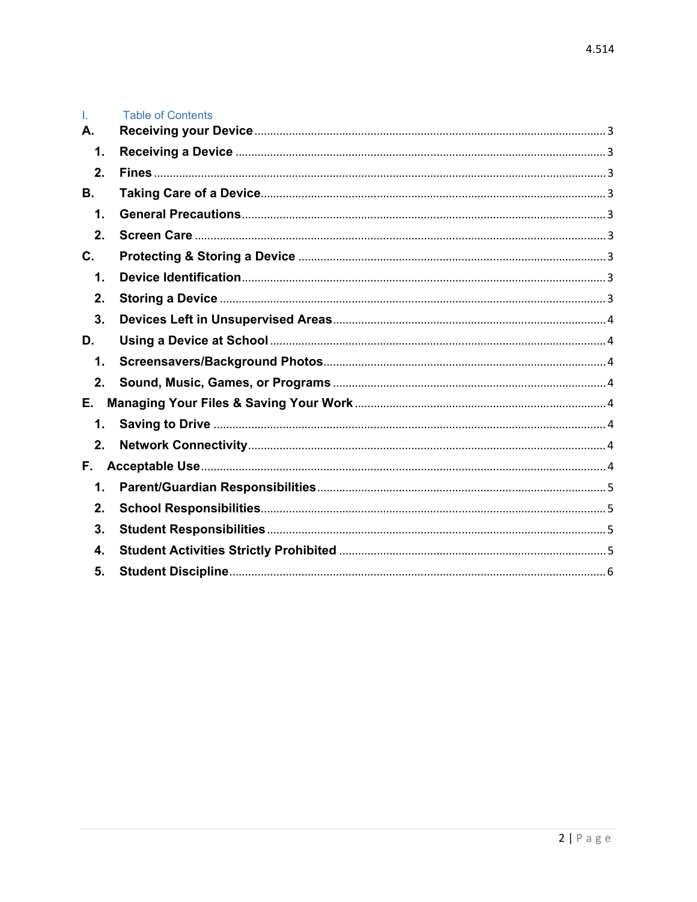# I. Table of Contents

**A. Receiving your Device** ........ 3

- **1. Receiving a Device** ........ 3
- **2. Fines** ........ 3

**B. Taking Care of a Device** ........ 3

- **1. General Precautions** ........ 3
- **2. Screen Care** ........ 3

**C. Protecting & Storing a Device** ........ 3

- **1. Device Identification** ........ 3
- **2. Storing a Device** ........ 3
- **3. Devices Left in Unsupervised Areas** ........ 4

**D. Using a Device at School** ........ 4

- **1. Screensavers/Background Photos** ........ 4
- **2. Sound, Music, Games, or Programs** ........ 4

**E. Managing Your Files & Saving Your Work** ........ 4

- **1. Saving to Drive** ........ 4
- **2. Network Connectivity** ........ 4

**F. Acceptable Use** ........ 4

- **1. Parent/Guardian Responsibilities** ........ 5
- **2. School Responsibilities** ........ 5
- **3. Student Responsibilities** ........ 5
- **4. Student Activities Strictly Prohibited** ........ 5
- **5. Student Discipline** ........ 6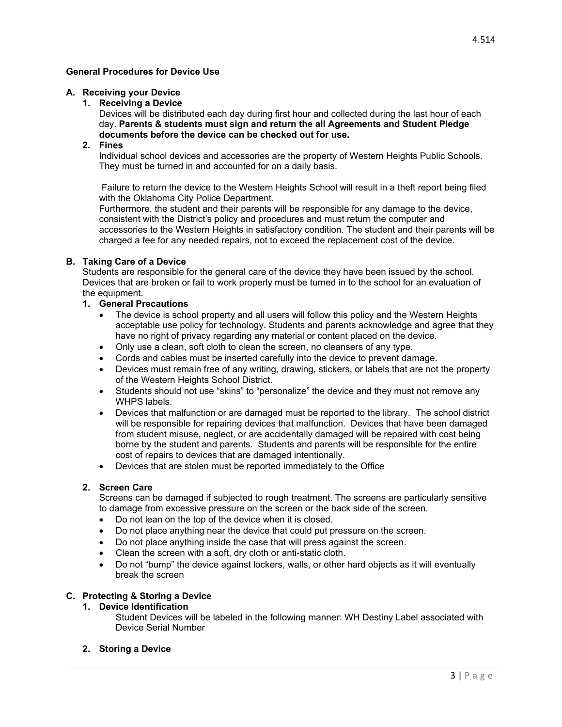**General Procedures for Device Use**

**A. Receiving your Device**

**1. Receiving a Device**

Devices will be distributed each day during first hour and collected during the last hour of each day. **Parents & students must sign and return the all Agreements and Student Pledge documents before the device can be checked out for use.**

**2. Fines**

Individual school devices and accessories are the property of Western Heights Public Schools. They must be turned in and accounted for on a daily basis.

Failure to return the device to the Western Heights School will result in a theft report being filed with the Oklahoma City Police Department.

Furthermore, the student and their parents will be responsible for any damage to the device, consistent with the District's policy and procedures and must return the computer and accessories to the Western Heights in satisfactory condition. The student and their parents will be charged a fee for any needed repairs, not to exceed the replacement cost of the device.

**B. Taking Care of a Device**

Students are responsible for the general care of the device they have been issued by the school. Devices that are broken or fail to work properly must be turned in to the school for an evaluation of the equipment.

**1. General Precautions**

- The device is school property and all users will follow this policy and the Western Heights acceptable use policy for technology. Students and parents acknowledge and agree that they have no right of privacy regarding any material or content placed on the device.
- Only use a clean, soft cloth to clean the screen, no cleansers of any type.
- Cords and cables must be inserted carefully into the device to prevent damage.
- Devices must remain free of any writing, drawing, stickers, or labels that are not the property of the Western Heights School District.
- Students should not use "skins" to "personalize" the device and they must not remove any WHPS labels.
- Devices that malfunction or are damaged must be reported to the library. The school district will be responsible for repairing devices that malfunction. Devices that have been damaged from student misuse, neglect, or are accidentally damaged will be repaired with cost being borne by the student and parents. Students and parents will be responsible for the entire cost of repairs to devices that are damaged intentionally.
- Devices that are stolen must be reported immediately to the Office

**2. Screen Care**

Screens can be damaged if subjected to rough treatment. The screens are particularly sensitive to damage from excessive pressure on the screen or the back side of the screen.

- Do not lean on the top of the device when it is closed.
- Do not place anything near the device that could put pressure on the screen.
- Do not place anything inside the case that will press against the screen.
- Clean the screen with a soft, dry cloth or anti-static cloth.
- Do not "bump" the device against lockers, walls, or other hard objects as it will eventually break the screen

**C. Protecting & Storing a Device**

**1. Device Identification**

Student Devices will be labeled in the following manner: WH Destiny Label associated with Device Serial Number

**2. Storing a Device**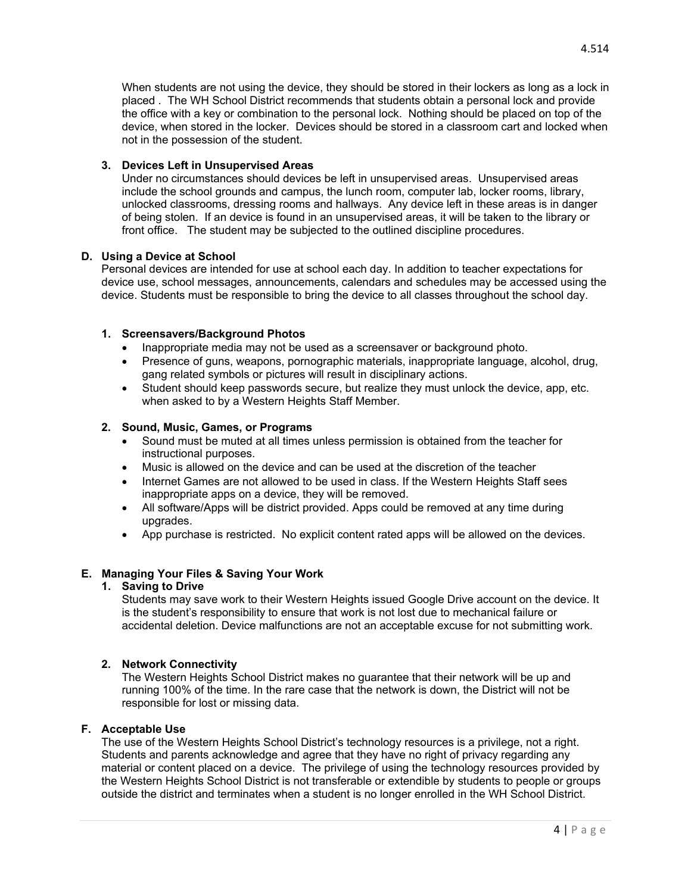When students are not using the device, they should be stored in their lockers as long as a lock in placed . The WH School District recommends that students obtain a personal lock and provide the office with a key or combination to the personal lock. Nothing should be placed on top of the device, when stored in the locker. Devices should be stored in a classroom cart and locked when not in the possession of the student.

**3. Devices Left in Unsupervised Areas**

Under no circumstances should devices be left in unsupervised areas. Unsupervised areas include the school grounds and campus, the lunch room, computer lab, locker rooms, library, unlocked classrooms, dressing rooms and hallways. Any device left in these areas is in danger of being stolen. If an device is found in an unsupervised areas, it will be taken to the library or front office. The student may be subjected to the outlined discipline procedures.

## D. Using a Device at School

Personal devices are intended for use at school each day. In addition to teacher expectations for device use, school messages, announcements, calendars and schedules may be accessed using the device. Students must be responsible to bring the device to all classes throughout the school day.

**1. Screensavers/Background Photos**

- Inappropriate media may not be used as a screensaver or background photo.
- Presence of guns, weapons, pornographic materials, inappropriate language, alcohol, drug, gang related symbols or pictures will result in disciplinary actions.
- Student should keep passwords secure, but realize they must unlock the device, app, etc. when asked to by a Western Heights Staff Member.

**2. Sound, Music, Games, or Programs**

- Sound must be muted at all times unless permission is obtained from the teacher for instructional purposes.
- Music is allowed on the device and can be used at the discretion of the teacher
- Internet Games are not allowed to be used in class. If the Western Heights Staff sees inappropriate apps on a device, they will be removed.
- All software/Apps will be district provided. Apps could be removed at any time during upgrades.
- App purchase is restricted. No explicit content rated apps will be allowed on the devices.

## E. Managing Your Files & Saving Your Work

**1. Saving to Drive**

Students may save work to their Western Heights issued Google Drive account on the device. It is the student's responsibility to ensure that work is not lost due to mechanical failure or accidental deletion. Device malfunctions are not an acceptable excuse for not submitting work.

**2. Network Connectivity**

The Western Heights School District makes no guarantee that their network will be up and running 100% of the time. In the rare case that the network is down, the District will not be responsible for lost or missing data.

## F. Acceptable Use

The use of the Western Heights School District's technology resources is a privilege, not a right. Students and parents acknowledge and agree that they have no right of privacy regarding any material or content placed on a device. The privilege of using the technology resources provided by the Western Heights School District is not transferable or extendible by students to people or groups outside the district and terminates when a student is no longer enrolled in the WH School District.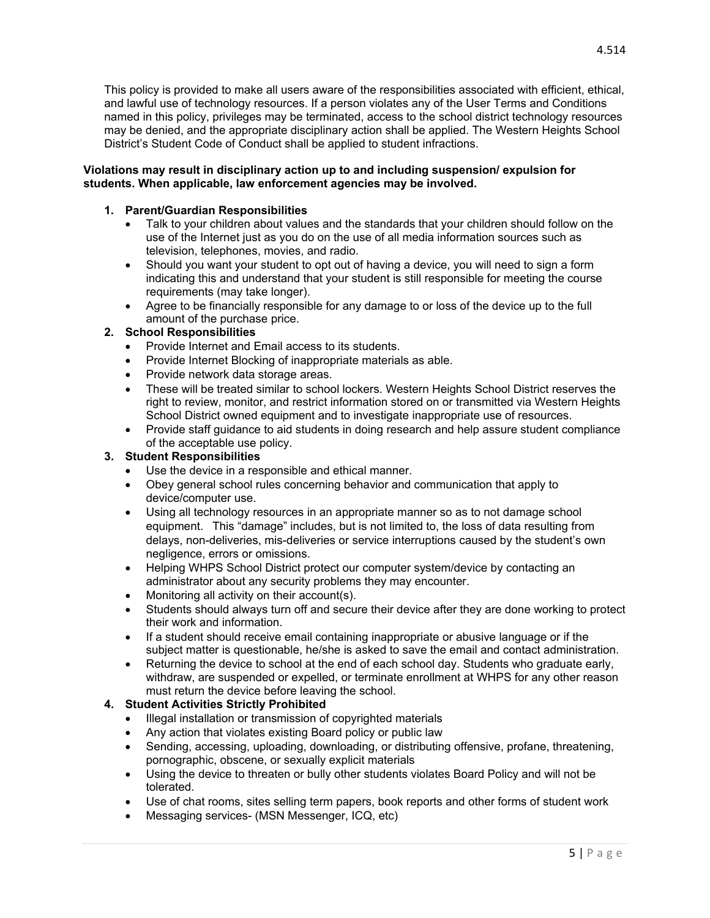This policy is provided to make all users aware of the responsibilities associated with efficient, ethical, and lawful use of technology resources. If a person violates any of the User Terms and Conditions named in this policy, privileges may be terminated, access to the school district technology resources may be denied, and the appropriate disciplinary action shall be applied. The Western Heights School District's Student Code of Conduct shall be applied to student infractions.

**Violations may result in disciplinary action up to and including suspension/ expulsion for students. When applicable, law enforcement agencies may be involved.**

1. **Parent/Guardian Responsibilities**
   - Talk to your children about values and the standards that your children should follow on the use of the Internet just as you do on the use of all media information sources such as television, telephones, movies, and radio.
   - Should you want your student to opt out of having a device, you will need to sign a form indicating this and understand that your student is still responsible for meeting the course requirements (may take longer).
   - Agree to be financially responsible for any damage to or loss of the device up to the full amount of the purchase price.
2. **School Responsibilities**
   - Provide Internet and Email access to its students.
   - Provide Internet Blocking of inappropriate materials as able.
   - Provide network data storage areas.
   - These will be treated similar to school lockers. Western Heights School District reserves the right to review, monitor, and restrict information stored on or transmitted via Western Heights School District owned equipment and to investigate inappropriate use of resources.
   - Provide staff guidance to aid students in doing research and help assure student compliance of the acceptable use policy.
3. **Student Responsibilities**
   - Use the device in a responsible and ethical manner.
   - Obey general school rules concerning behavior and communication that apply to device/computer use.
   - Using all technology resources in an appropriate manner so as to not damage school equipment. This "damage" includes, but is not limited to, the loss of data resulting from delays, non-deliveries, mis-deliveries or service interruptions caused by the student's own negligence, errors or omissions.
   - Helping WHPS School District protect our computer system/device by contacting an administrator about any security problems they may encounter.
   - Monitoring all activity on their account(s).
   - Students should always turn off and secure their device after they are done working to protect their work and information.
   - If a student should receive email containing inappropriate or abusive language or if the subject matter is questionable, he/she is asked to save the email and contact administration.
   - Returning the device to school at the end of each school day. Students who graduate early, withdraw, are suspended or expelled, or terminate enrollment at WHPS for any other reason must return the device before leaving the school.
4. **Student Activities Strictly Prohibited**
   - Illegal installation or transmission of copyrighted materials
   - Any action that violates existing Board policy or public law
   - Sending, accessing, uploading, downloading, or distributing offensive, profane, threatening, pornographic, obscene, or sexually explicit materials
   - Using the device to threaten or bully other students violates Board Policy and will not be tolerated.
   - Use of chat rooms, sites selling term papers, book reports and other forms of student work
   - Messaging services- (MSN Messenger, ICQ, etc)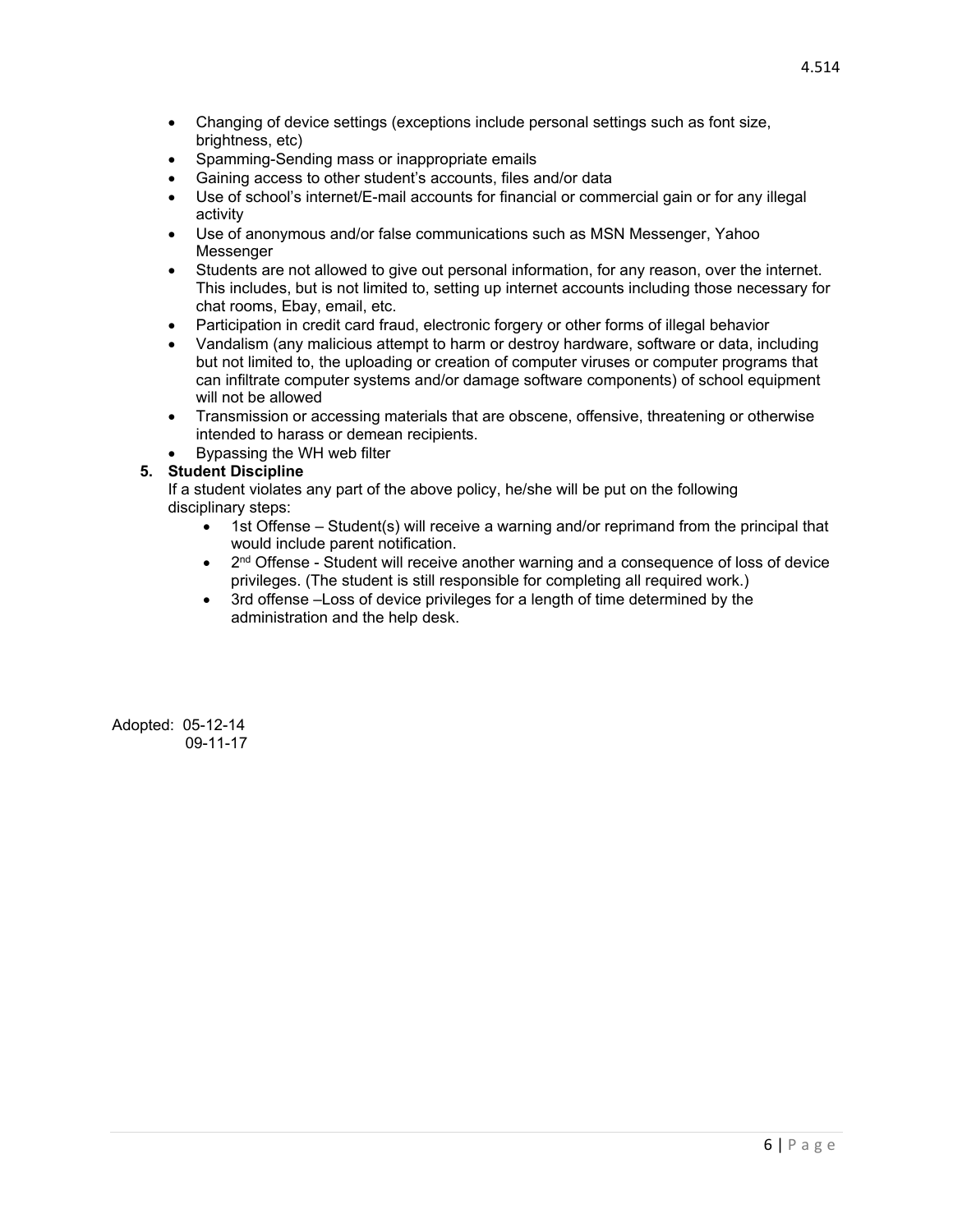- Changing of device settings (exceptions include personal settings such as font size, brightness, etc)
- Spamming-Sending mass or inappropriate emails
- Gaining access to other student's accounts, files and/or data
- Use of school's internet/E-mail accounts for financial or commercial gain or for any illegal activity
- Use of anonymous and/or false communications such as MSN Messenger, Yahoo Messenger
- Students are not allowed to give out personal information, for any reason, over the internet. This includes, but is not limited to, setting up internet accounts including those necessary for chat rooms, Ebay, email, etc.
- Participation in credit card fraud, electronic forgery or other forms of illegal behavior
- Vandalism (any malicious attempt to harm or destroy hardware, software or data, including but not limited to, the uploading or creation of computer viruses or computer programs that can infiltrate computer systems and/or damage software components) of school equipment will not be allowed
- Transmission or accessing materials that are obscene, offensive, threatening or otherwise intended to harass or demean recipients.
- Bypassing the WH web filter

**5. Student Discipline**

If a student violates any part of the above policy, he/she will be put on the following disciplinary steps:

- 1st Offense – Student(s) will receive a warning and/or reprimand from the principal that would include parent notification.
- 2nd Offense - Student will receive another warning and a consequence of loss of device privileges. (The student is still responsible for completing all required work.)
- 3rd offense –Loss of device privileges for a length of time determined by the administration and the help desk.

Adopted: 05-12-14
09-11-17